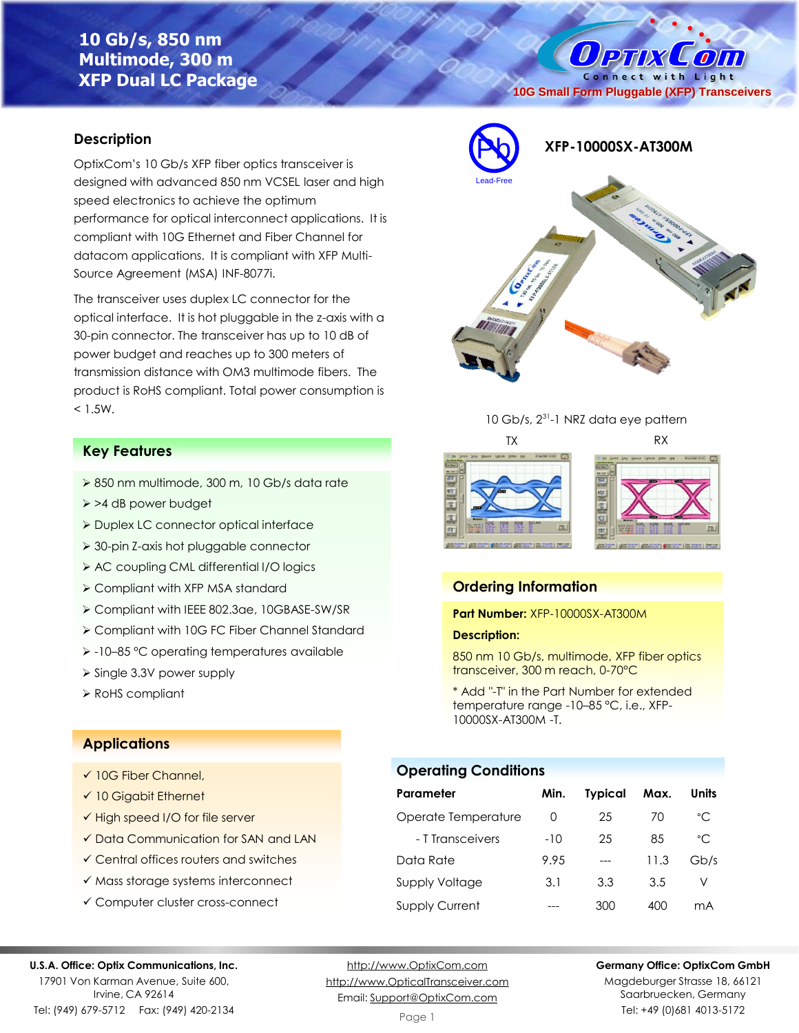# 10 Gb/s, 850 nm Multimode, 300 m XFP Dual LC Package

10G Small Form Pluggable (XFP) Transceivers

**XFP-10000SX-AT300M**

Lead-Free

## Description

OptixCom's 10 Gb/s XFP fiber optics transceiver is designed with advanced 850 nm VCSEL laser and high speed electronics to achieve the optimum performance for optical interconnect applications. It is compliant with 10G Ethernet and Fiber Channel for datacom applications. It is compliant with XFP Multi-Source Agreement (MSA) INF-8077i.

The transceiver uses duplex LC connector for the optical interface. It is hot pluggable in the z-axis with a 30-pin connector. The transceiver has up to 10 dB of power budget and reaches up to 300 meters of transmission distance with OM3 multimode fibers. The product is RoHS compliant. Total power consumption is < 1.5W.

10 Gb/s, $2^{31}$-1 NRZ data eye pattern

TX RX

## Key Features

- 850 nm multimode, 300 m, 10 Gb/s data rate
- >4 dB power budget
- Duplex LC connector optical interface
- 30-pin Z-axis hot pluggable connector
- AC coupling CML differential I/O logics
- Compliant with XFP MSA standard
- Compliant with IEEE 802.3ae, 10GBASE-SW/SR
- Compliant with 10G FC Fiber Channel Standard
- -10–85 °C operating temperatures available
- Single 3.3V power supply
- RoHS compliant

## Ordering Information

**Part Number:** XFP-10000SX-AT300M

**Description:**

850 nm 10 Gb/s, multimode, XFP fiber optics transceiver, 300 m reach, 0-70°C

* Add "-T" in the Part Number for extended temperature range -10–85 °C, i.e., XFP-10000SX-AT300M -T.

## Applications

- ✓ 10G Fiber Channel,
- ✓ 10 Gigabit Ethernet
- ✓ High speed I/O for file server
- ✓ Data Communication for SAN and LAN
- ✓ Central offices routers and switches
- ✓ Mass storage systems interconnect
- ✓ Computer cluster cross-connect

## Operating Conditions

| Parameter | Min. | Typical | Max. | Units |
|---|---|---|---|---|
| Operate Temperature | 0 | 25 | 70 | °C |
| - T Transceivers | -10 | 25 | 85 | °C |
| Data Rate | 9.95 | --- | 11.3 | Gb/s |
| Supply Voltage | 3.1 | 3.3 | 3.5 | V |
| Supply Current | --- | 300 | 400 | mA |

**U.S.A. Office: Optix Communications, Inc.**
17901 Von Karman Avenue, Suite 600,
Irvine, CA 92614
Tel: (949) 679-5712 Fax: (949) 420-2134

http://www.OptixCom.com
http://www.OpticalTransceiver.com
Email: Support@OptixCom.com

**Germany Office: OptixCom GmbH**
Magdeburger Strasse 18, 66121
Saarbruecken, Germany
Tel: +49 (0)681 4013-5172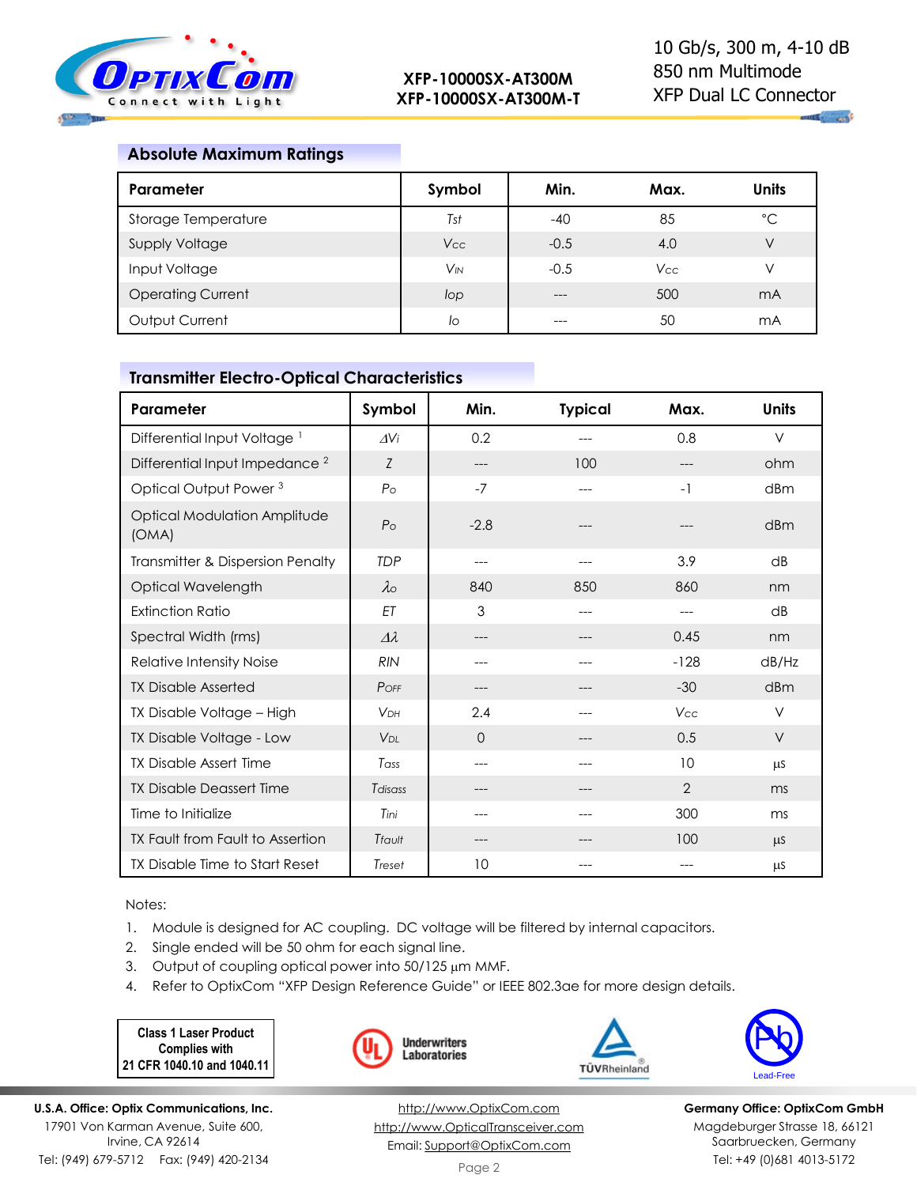## Absolute Maximum Ratings

| Parameter | Symbol | Min. | Max. | Units |
|---|---|---|---|---|
| Storage Temperature | $T_{st}$ | -40 | 85 | °C |
| Supply Voltage | $V_{CC}$ | -0.5 | 4.0 | V |
| Input Voltage | $V_{IN}$ | -0.5 | $V_{CC}$ | V |
| Operating Current | $I_{op}$ | --- | 500 | mA |
| Output Current | $I_o$ | --- | 50 | mA |

## Transmitter Electro-Optical Characteristics

| Parameter | Symbol | Min. | Typical | Max. | Units |
|---|---|---|---|---|---|
| Differential Input Voltage [1] | $\Delta V_i$ | 0.2 | --- | 0.8 | V |
| Differential Input Impedance [2] | $Z$ | --- | 100 | --- | ohm |
| Optical Output Power [3] | $P_o$ | -7 | --- | -1 | dBm |
| Optical Modulation Amplitude (OMA) | $P_o$ | -2.8 | --- | --- | dBm |
| Transmitter & Dispersion Penalty | $TDP$ | --- | --- | 3.9 | dB |
| Optical Wavelength | $\lambda_o$ | 840 | 850 | 860 | nm |
| Extinction Ratio | $ET$ | 3 | --- | --- | dB |
| Spectral Width (rms) | $\Delta\lambda$ | --- | --- | 0.45 | nm |
| Relative Intensity Noise | $RIN$ | --- | --- | -128 | dB/Hz |
| TX Disable Asserted | $P_{OFF}$ | --- | --- | -30 | dBm |
| TX Disable Voltage – High | $V_{DH}$ | 2.4 | --- | $V_{CC}$ | V |
| TX Disable Voltage - Low | $V_{DL}$ | 0 | --- | 0.5 | V |
| TX Disable Assert Time | $T_{ass}$ | --- | --- | 10 | µs |
| TX Disable Deassert Time | $T_{disass}$ | --- | --- | 2 | ms |
| Time to Initialize | $T_{ini}$ | --- | --- | 300 | ms |
| TX Fault from Fault to Assertion | $T_{fault}$ | --- | --- | 100 | µs |
| TX Disable Time to Start Reset | $T_{reset}$ | 10 | --- | --- | µs |

Notes:

1. Module is designed for AC coupling. DC voltage will be filtered by internal capacitors.
2. Single ended will be 50 ohm for each signal line.
3. Output of coupling optical power into 50/125 µm MMF.
4. Refer to OptixCom "XFP Design Reference Guide" or IEEE 802.3ae for more design details.

**Class 1 Laser Product Complies with 21 CFR 1040.10 and 1040.11**

Underwriters Laboratories

TÜVRheinland

Lead-Free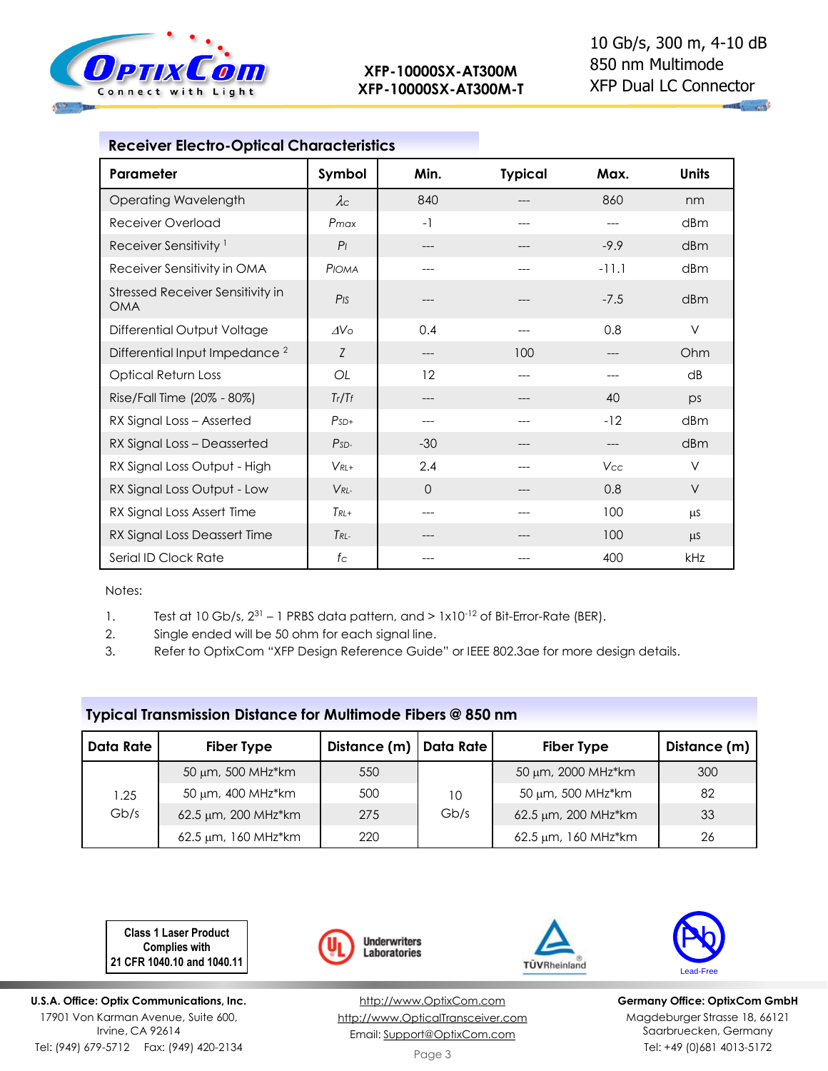## Receiver Electro-Optical Characteristics

| Parameter | Symbol | Min. | Typical | Max. | Units |
|---|---|---|---|---|---|
| Operating Wavelength | $\lambda_C$ | 840 | --- | 860 | nm |
| Receiver Overload | $P_{max}$ | -1 | --- | --- | dBm |
| Receiver Sensitivity [1] | $P_I$ | --- | --- | -9.9 | dBm |
| Receiver Sensitivity in OMA | $P_{IOMA}$ | --- | --- | -11.1 | dBm |
| Stressed Receiver Sensitivity in OMA | $P_{IS}$ | --- | --- | -7.5 | dBm |
| Differential Output Voltage | $\Delta V_O$ | 0.4 | --- | 0.8 | V |
| Differential Input Impedance [2] | $Z$ | --- | 100 | --- | Ohm |
| Optical Return Loss | $OL$ | 12 | --- | --- | dB |
| Rise/Fall Time (20% - 80%) | $T_r/T_f$ | --- | --- | 40 | ps |
| RX Signal Loss – Asserted | $P_{SD+}$ | --- | --- | -12 | dBm |
| RX Signal Loss – Deasserted | $P_{SD-}$ | -30 | --- | --- | dBm |
| RX Signal Loss Output - High | $V_{RL+}$ | 2.4 | --- | $V_{CC}$ | V |
| RX Signal Loss Output - Low | $V_{RL-}$ | 0 | --- | 0.8 | V |
| RX Signal Loss Assert Time | $T_{RL+}$ | --- | --- | 100 | μs |
| RX Signal Loss Deassert Time | $T_{RL-}$ | --- | --- | 100 | μs |
| Serial ID Clock Rate | $f_C$ | --- | --- | 400 | kHz |

Notes:

1. Test at 10 Gb/s, $2^{31} - 1$ PRBS data pattern, and > $1 \times 10^{-12}$ of Bit-Error-Rate (BER).
2. Single ended will be 50 ohm for each signal line.
3. Refer to OptixCom "XFP Design Reference Guide" or IEEE 802.3ae for more design details.

## Typical Transmission Distance for Multimode Fibers @ 850 nm

| Data Rate | Fiber Type | Distance (m) | Data Rate | Fiber Type | Distance (m) |
|---|---|---|---|---|---|
| 1.25 Gb/s | 50 μm, 500 MHz*km | 550 | 10 Gb/s | 50 μm, 2000 MHz*km | 300 |
| | 50 μm, 400 MHz*km | 500 | | 50 μm, 500 MHz*km | 82 |
| | 62.5 μm, 200 MHz*km | 275 | | 62.5 μm, 200 MHz*km | 33 |
| | 62.5 μm, 160 MHz*km | 220 | | 62.5 μm, 160 MHz*km | 26 |

Class 1 Laser Product
Complies with
21 CFR 1040.10 and 1040.11

Underwriters Laboratories

TÜVRheinland

Lead-Free

**U.S.A. Office: Optix Communications, Inc.**
17901 Von Karman Avenue, Suite 600,
Irvine, CA 92614
Tel: (949) 679-5712 Fax: (949) 420-2134

http://www.OptixCom.com
http://www.OpticalTransceiver.com
Email: Support@OptixCom.com

**Germany Office: OptixCom GmbH**
Magdeburger Strasse 18, 66121
Saarbruecken, Germany
Tel: +49 (0)681 4013-5172